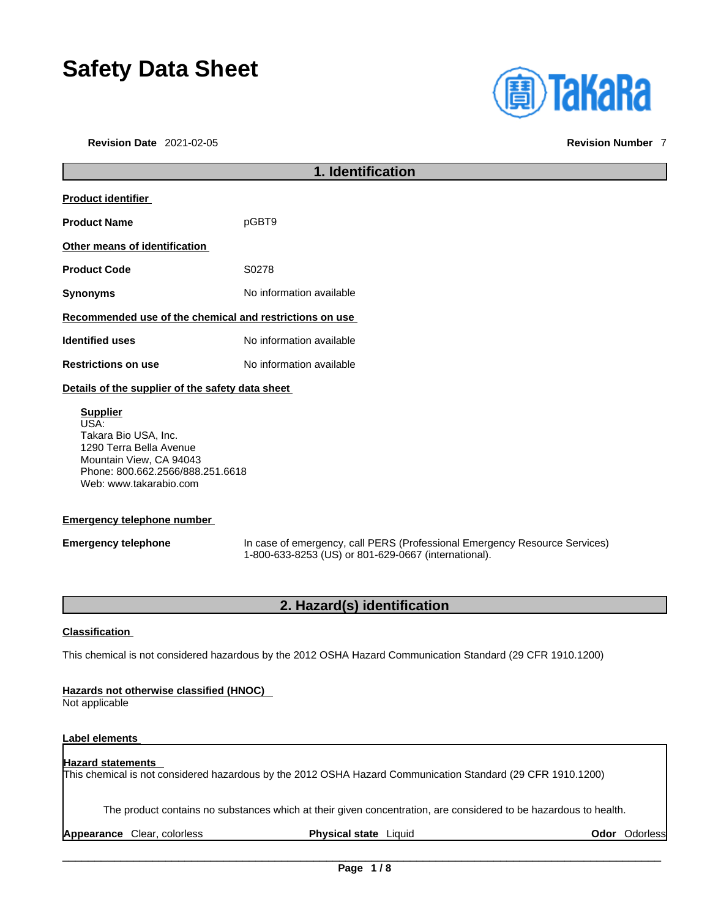# Safety Data Sheet

**Revision Date** 2021-02-05 **Revision Number** 7

## 1. Identification

**Product identifier**

**Product Name** pGBT9

**Other means of identification**

**Product Code** S0278

**Synonyms** No information available

**Recommended use of the chemical and restrictions on use**

**Identified uses** No information available

**Restrictions on use** No information available

**Details of the supplier of the safety data sheet**

**Supplier**
USA:
Takara Bio USA, Inc.
1290 Terra Bella Avenue
Mountain View, CA 94043
Phone: 800.662.2566/888.251.6618
Web: www.takarabio.com

**Emergency telephone number**

**Emergency telephone** In case of emergency, call PERS (Professional Emergency Resource Services) 1-800-633-8253 (US) or 801-629-0667 (international).

## 2. Hazard(s) identification

**Classification**

This chemical is not considered hazardous by the 2012 OSHA Hazard Communication Standard (29 CFR 1910.1200)

**Hazards not otherwise classified (HNOC)**
Not applicable

**Label elements**

**Hazard statements**
This chemical is not considered hazardous by the 2012 OSHA Hazard Communication Standard (29 CFR 1910.1200)

The product contains no substances which at their given concentration, are considered to be hazardous to health.

**Appearance** Clear, colorless **Physical state** Liquid **Odor** Odorless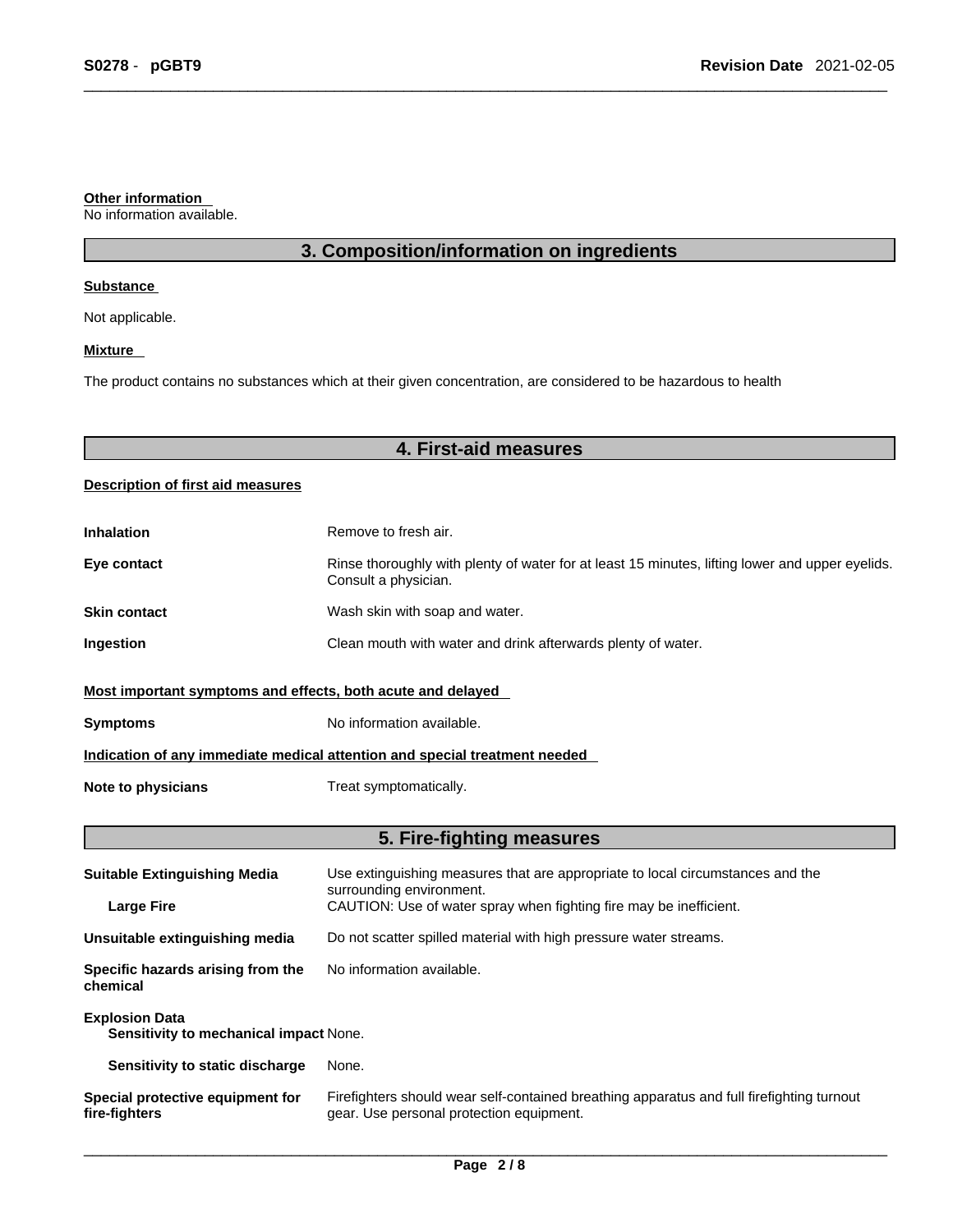**Other information**

No information available.

## 3. Composition/information on ingredients

**Substance**

Not applicable.

**Mixture**

The product contains no substances which at their given concentration, are considered to be hazardous to health

## 4. First-aid measures

**Description of first aid measures**

**Inhalation** Remove to fresh air.

**Eye contact** Rinse thoroughly with plenty of water for at least 15 minutes, lifting lower and upper eyelids. Consult a physician.

**Skin contact** Wash skin with soap and water.

**Ingestion** Clean mouth with water and drink afterwards plenty of water.

**Most important symptoms and effects, both acute and delayed**

**Symptoms** No information available.

**Indication of any immediate medical attention and special treatment needed**

**Note to physicians** Treat symptomatically.

## 5. Fire-fighting measures

**Suitable Extinguishing Media** Use extinguishing measures that are appropriate to local circumstances and the surrounding environment.

**Large Fire** CAUTION: Use of water spray when fighting fire may be inefficient.

**Unsuitable extinguishing media** Do not scatter spilled material with high pressure water streams.

**Specific hazards arising from the chemical** No information available.

**Explosion Data**

**Sensitivity to mechanical impact** None.

**Sensitivity to static discharge** None.

**Special protective equipment for fire-fighters** Firefighters should wear self-contained breathing apparatus and full firefighting turnout gear. Use personal protection equipment.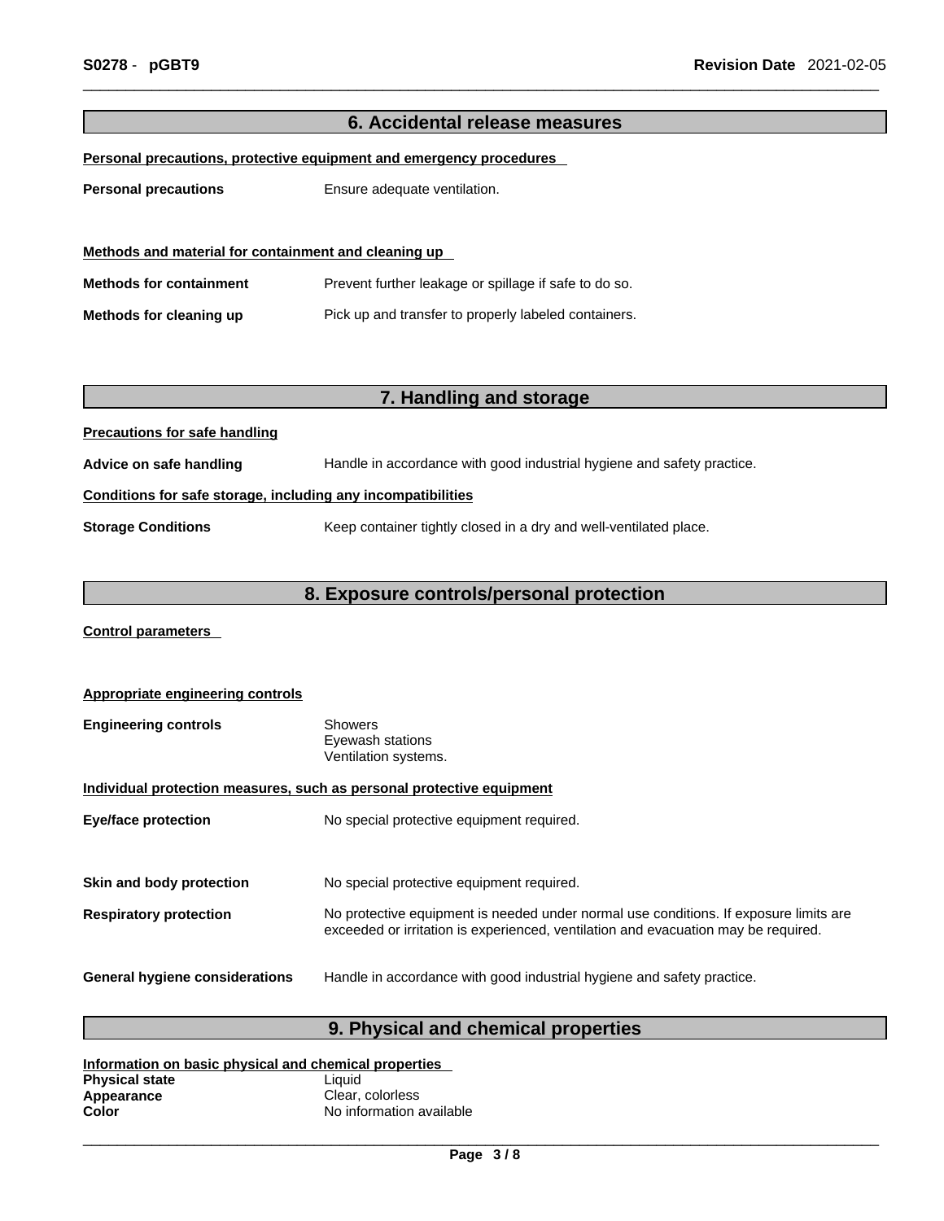## 6. Accidental release measures

**Personal precautions, protective equipment and emergency procedures**

**Personal precautions** Ensure adequate ventilation.

**Methods and material for containment and cleaning up**

**Methods for containment** Prevent further leakage or spillage if safe to do so.

**Methods for cleaning up** Pick up and transfer to properly labeled containers.

## 7. Handling and storage

**Precautions for safe handling**

**Advice on safe handling** Handle in accordance with good industrial hygiene and safety practice.

**Conditions for safe storage, including any incompatibilities**

**Storage Conditions** Keep container tightly closed in a dry and well-ventilated place.

## 8. Exposure controls/personal protection

**Control parameters**

**Appropriate engineering controls**

**Engineering controls** Showers
Eyewash stations
Ventilation systems.

**Individual protection measures, such as personal protective equipment**

**Eye/face protection** No special protective equipment required.

**Skin and body protection** No special protective equipment required.

**Respiratory protection** No protective equipment is needed under normal use conditions. If exposure limits are exceeded or irritation is experienced, ventilation and evacuation may be required.

**General hygiene considerations** Handle in accordance with good industrial hygiene and safety practice.

## 9. Physical and chemical properties

**Information on basic physical and chemical properties**

**Physical state** Liquid
**Appearance** Clear, colorless
**Color** No information available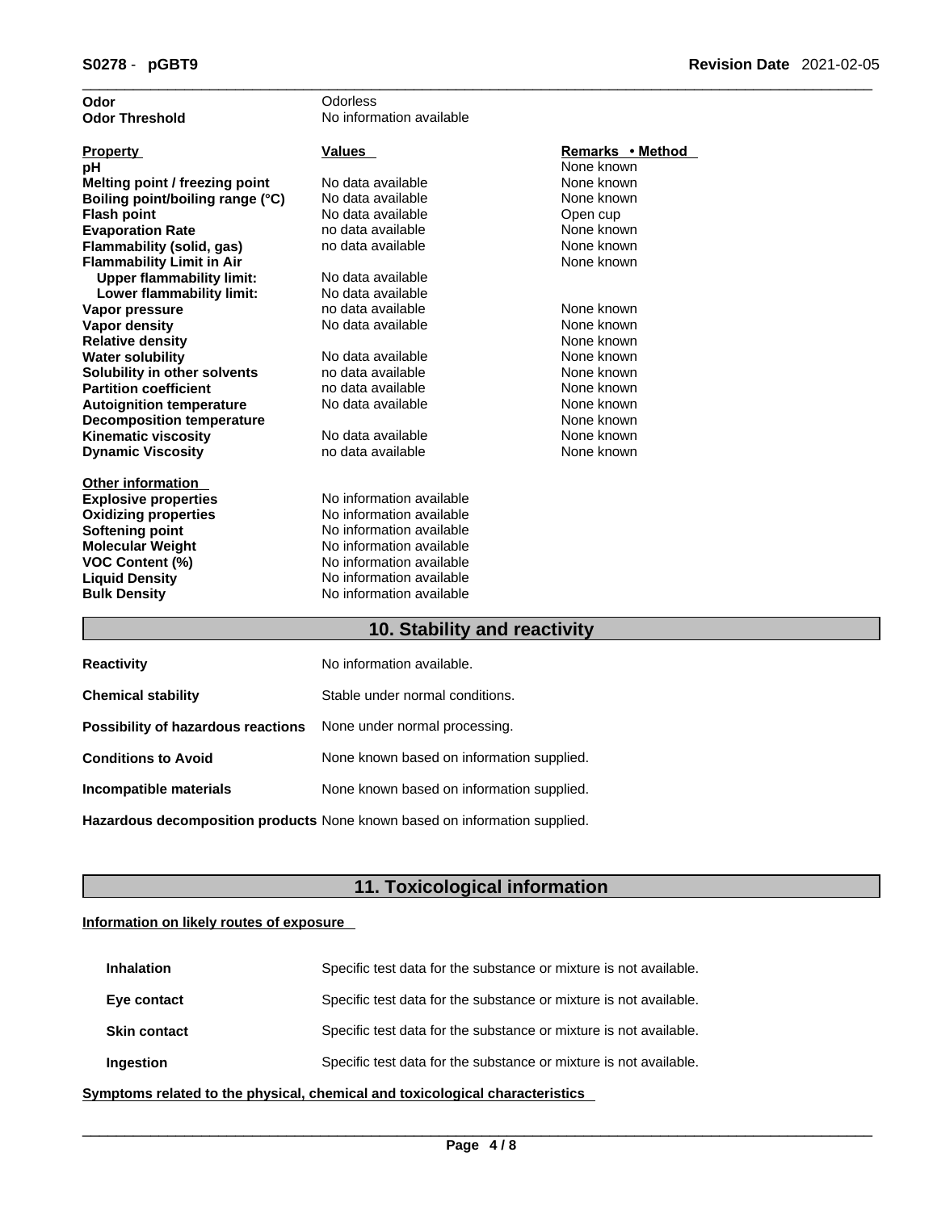| | |
|---|---|
| **Odor** | Odorless |
| **Odor Threshold** | No information available |

| Property | Values | Remarks • Method |
|---|---|---|
| **pH** | | None known |
| **Melting point / freezing point** | No data available | None known |
| **Boiling point/boiling range (°C)** | No data available | None known |
| **Flash point** | No data available | Open cup |
| **Evaporation Rate** | no data available | None known |
| **Flammability (solid, gas)** | no data available | None known |
| **Flammability Limit in Air** | | None known |
| **Upper flammability limit:** | No data available | |
| **Lower flammability limit:** | No data available | |
| **Vapor pressure** | no data available | None known |
| **Vapor density** | No data available | None known |
| **Relative density** | | None known |
| **Water solubility** | No data available | None known |
| **Solubility in other solvents** | no data available | None known |
| **Partition coefficient** | no data available | None known |
| **Autoignition temperature** | No data available | None known |
| **Decomposition temperature** | | None known |
| **Kinematic viscosity** | No data available | None known |
| **Dynamic Viscosity** | no data available | None known |

**Other information**

| | |
|---|---|
| **Explosive properties** | No information available |
| **Oxidizing properties** | No information available |
| **Softening point** | No information available |
| **Molecular Weight** | No information available |
| **VOC Content (%)** | No information available |
| **Liquid Density** | No information available |
| **Bulk Density** | No information available |

## 10. Stability and reactivity

| | |
|---|---|
| **Reactivity** | No information available. |
| **Chemical stability** | Stable under normal conditions. |
| **Possibility of hazardous reactions** | None under normal processing. |
| **Conditions to Avoid** | None known based on information supplied. |
| **Incompatible materials** | None known based on information supplied. |
| **Hazardous decomposition products** | None known based on information supplied. |

## 11. Toxicological information

**Information on likely routes of exposure**

| | |
|---|---|
| **Inhalation** | Specific test data for the substance or mixture is not available. |
| **Eye contact** | Specific test data for the substance or mixture is not available. |
| **Skin contact** | Specific test data for the substance or mixture is not available. |
| **Ingestion** | Specific test data for the substance or mixture is not available. |

**Symptoms related to the physical, chemical and toxicological characteristics**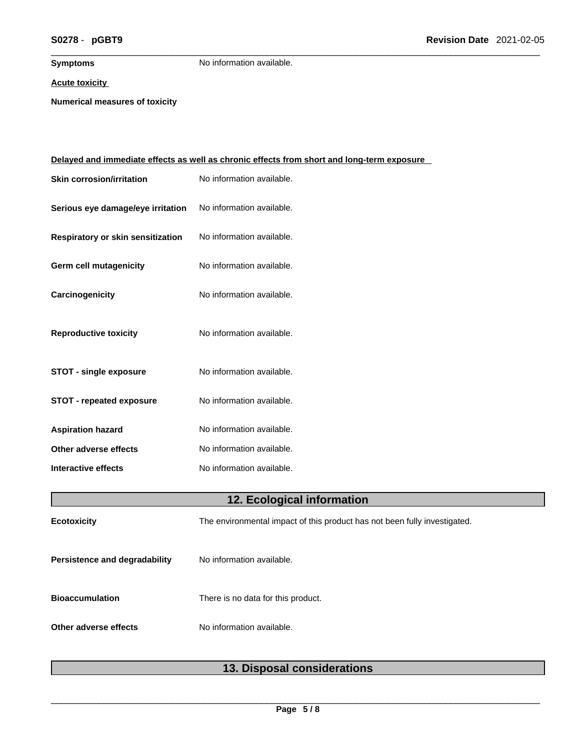**Symptoms** No information available.

**Acute toxicity**

**Numerical measures of toxicity**

**Delayed and immediate effects as well as chronic effects from short and long-term exposure**

**Skin corrosion/irritation** No information available.

**Serious eye damage/eye irritation** No information available.

**Respiratory or skin sensitization** No information available.

**Germ cell mutagenicity** No information available.

**Carcinogenicity** No information available.

**Reproductive toxicity** No information available.

**STOT - single exposure** No information available.

**STOT - repeated exposure** No information available.

**Aspiration hazard** No information available.

**Other adverse effects** No information available.

**Interactive effects** No information available.

## 12. Ecological information

**Ecotoxicity** The environmental impact of this product has not been fully investigated.

**Persistence and degradability** No information available.

**Bioaccumulation** There is no data for this product.

**Other adverse effects** No information available.

## 13. Disposal considerations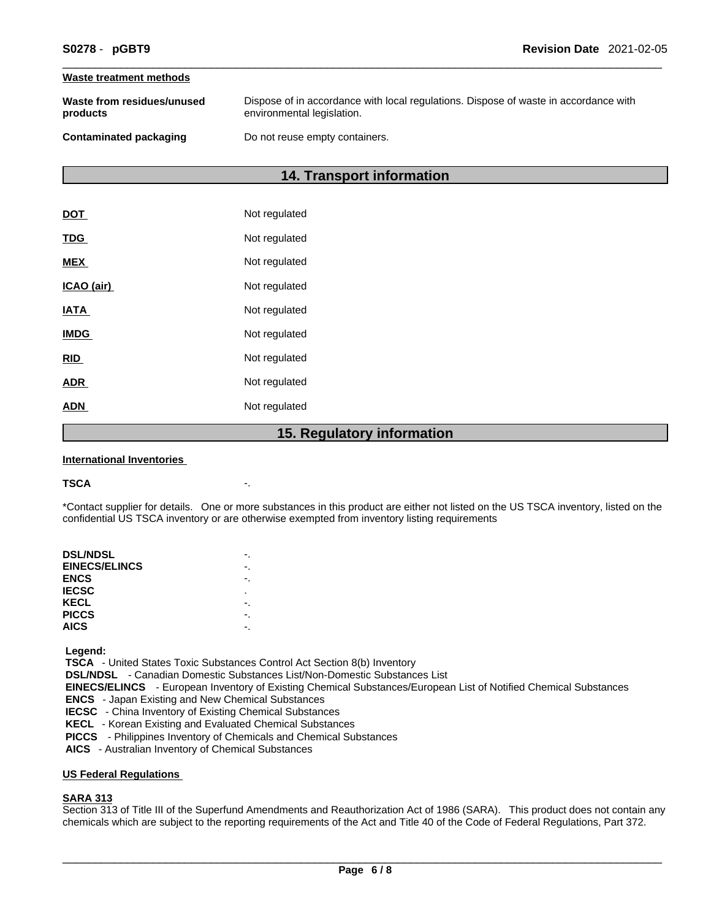**Waste treatment methods**

| | |
|---|---|
| **Waste from residues/unused products** | Dispose of in accordance with local regulations. Dispose of waste in accordance with environmental legislation. |
| **Contaminated packaging** | Do not reuse empty containers. |

## 14. Transport information

| | |
|---|---|
| **DOT** | Not regulated |
| **TDG** | Not regulated |
| **MEX** | Not regulated |
| **ICAO (air)** | Not regulated |
| **IATA** | Not regulated |
| **IMDG** | Not regulated |
| **RID** | Not regulated |
| **ADR** | Not regulated |
| **ADN** | Not regulated |

## 15. Regulatory information

**International Inventories**

**TSCA** -.

*Contact supplier for details. One or more substances in this product are either not listed on the US TSCA inventory, listed on the confidential US TSCA inventory or are otherwise exempted from inventory listing requirements

| | |
|---|---|
| **DSL/NDSL** | -. |
| **EINECS/ELINCS** | -. |
| **ENCS** | -. |
| **IECSC** | . |
| **KECL** | -. |
| **PICCS** | -. |
| **AICS** | -. |

**Legend:**

**TSCA** - United States Toxic Substances Control Act Section 8(b) Inventory
**DSL/NDSL** - Canadian Domestic Substances List/Non-Domestic Substances List
**EINECS/ELINCS** - European Inventory of Existing Chemical Substances/European List of Notified Chemical Substances
**ENCS** - Japan Existing and New Chemical Substances
**IECSC** - China Inventory of Existing Chemical Substances
**KECL** - Korean Existing and Evaluated Chemical Substances
**PICCS** - Philippines Inventory of Chemicals and Chemical Substances
**AICS** - Australian Inventory of Chemical Substances

**US Federal Regulations**

**SARA 313**
Section 313 of Title III of the Superfund Amendments and Reauthorization Act of 1986 (SARA). This product does not contain any chemicals which are subject to the reporting requirements of the Act and Title 40 of the Code of Federal Regulations, Part 372.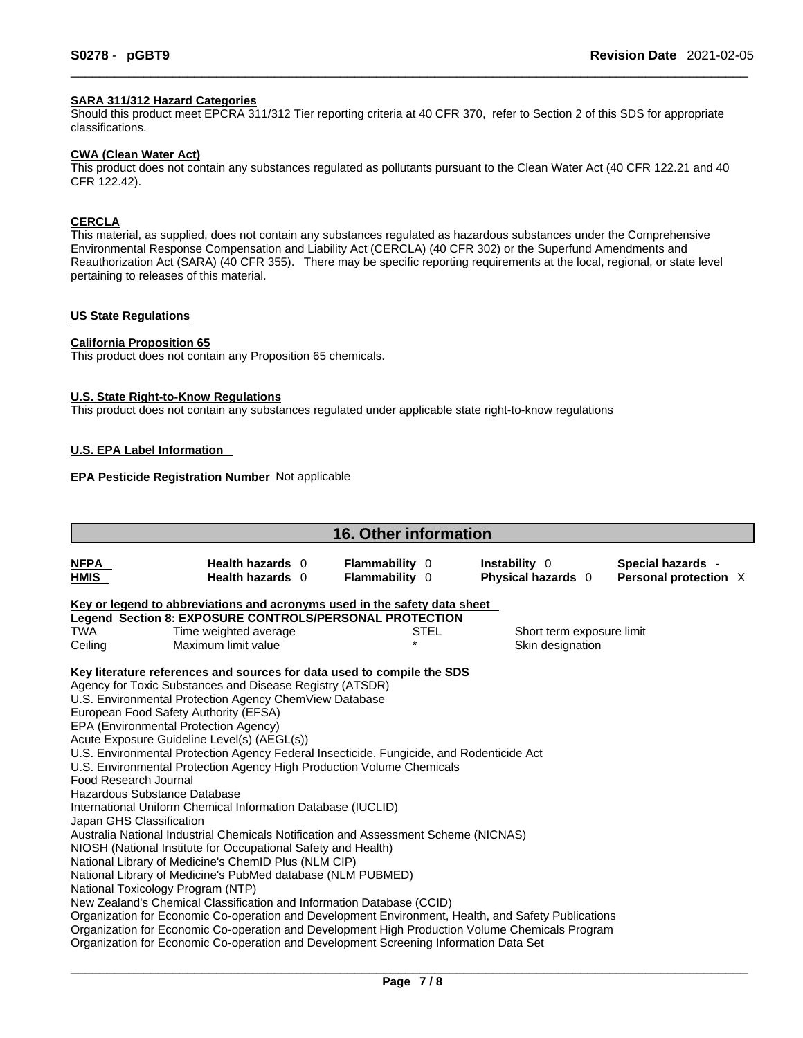**SARA 311/312 Hazard Categories**

Should this product meet EPCRA 311/312 Tier reporting criteria at 40 CFR 370, refer to Section 2 of this SDS for appropriate classifications.

**CWA (Clean Water Act)**

This product does not contain any substances regulated as pollutants pursuant to the Clean Water Act (40 CFR 122.21 and 40 CFR 122.42).

**CERCLA**

This material, as supplied, does not contain any substances regulated as hazardous substances under the Comprehensive Environmental Response Compensation and Liability Act (CERCLA) (40 CFR 302) or the Superfund Amendments and Reauthorization Act (SARA) (40 CFR 355). There may be specific reporting requirements at the local, regional, or state level pertaining to releases of this material.

**US State Regulations**

**California Proposition 65**

This product does not contain any Proposition 65 chemicals.

**U.S. State Right-to-Know Regulations**

This product does not contain any substances regulated under applicable state right-to-know regulations

**U.S. EPA Label Information**

**EPA Pesticide Registration Number** Not applicable

## 16. Other information

| | | | | |
|---|---|---|---|---|
| **NFPA** | **Health hazards** 0 | **Flammability** 0 | **Instability** 0 | **Special hazards** - |
| **HMIS** | **Health hazards** 0 | **Flammability** 0 | **Physical hazards** 0 | **Personal protection** X |

**Key or legend to abbreviations and acronyms used in the safety data sheet**

**Legend Section 8: EXPOSURE CONTROLS/PERSONAL PROTECTION**

| | | | |
|---|---|---|---|
| TWA | Time weighted average | STEL | Short term exposure limit |
| Ceiling | Maximum limit value | * | Skin designation |

**Key literature references and sources for data used to compile the SDS**

Agency for Toxic Substances and Disease Registry (ATSDR)
U.S. Environmental Protection Agency ChemView Database
European Food Safety Authority (EFSA)
EPA (Environmental Protection Agency)
Acute Exposure Guideline Level(s) (AEGL(s))
U.S. Environmental Protection Agency Federal Insecticide, Fungicide, and Rodenticide Act
U.S. Environmental Protection Agency High Production Volume Chemicals
Food Research Journal
Hazardous Substance Database
International Uniform Chemical Information Database (IUCLID)
Japan GHS Classification
Australia National Industrial Chemicals Notification and Assessment Scheme (NICNAS)
NIOSH (National Institute for Occupational Safety and Health)
National Library of Medicine's ChemID Plus (NLM CIP)
National Library of Medicine's PubMed database (NLM PUBMED)
National Toxicology Program (NTP)
New Zealand's Chemical Classification and Information Database (CCID)
Organization for Economic Co-operation and Development Environment, Health, and Safety Publications
Organization for Economic Co-operation and Development High Production Volume Chemicals Program
Organization for Economic Co-operation and Development Screening Information Data Set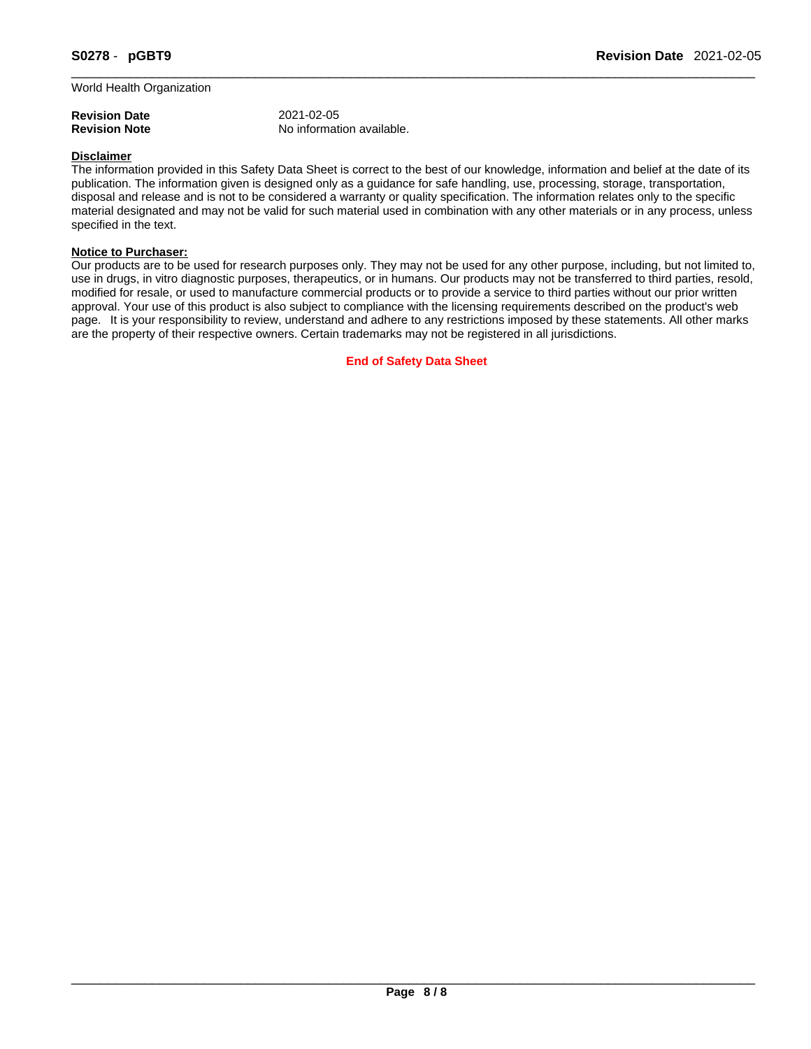World Health Organization

| | |
|---|---|
| **Revision Date** | 2021-02-05 |
| **Revision Note** | No information available. |

**Disclaimer**

The information provided in this Safety Data Sheet is correct to the best of our knowledge, information and belief at the date of its publication. The information given is designed only as a guidance for safe handling, use, processing, storage, transportation, disposal and release and is not to be considered a warranty or quality specification. The information relates only to the specific material designated and may not be valid for such material used in combination with any other materials or in any process, unless specified in the text.

**Notice to Purchaser:**

Our products are to be used for research purposes only. They may not be used for any other purpose, including, but not limited to, use in drugs, in vitro diagnostic purposes, therapeutics, or in humans. Our products may not be transferred to third parties, resold, modified for resale, or used to manufacture commercial products or to provide a service to third parties without our prior written approval. Your use of this product is also subject to compliance with the licensing requirements described on the product's web page. It is your responsibility to review, understand and adhere to any restrictions imposed by these statements. All other marks are the property of their respective owners. Certain trademarks may not be registered in all jurisdictions.

**End of Safety Data Sheet**